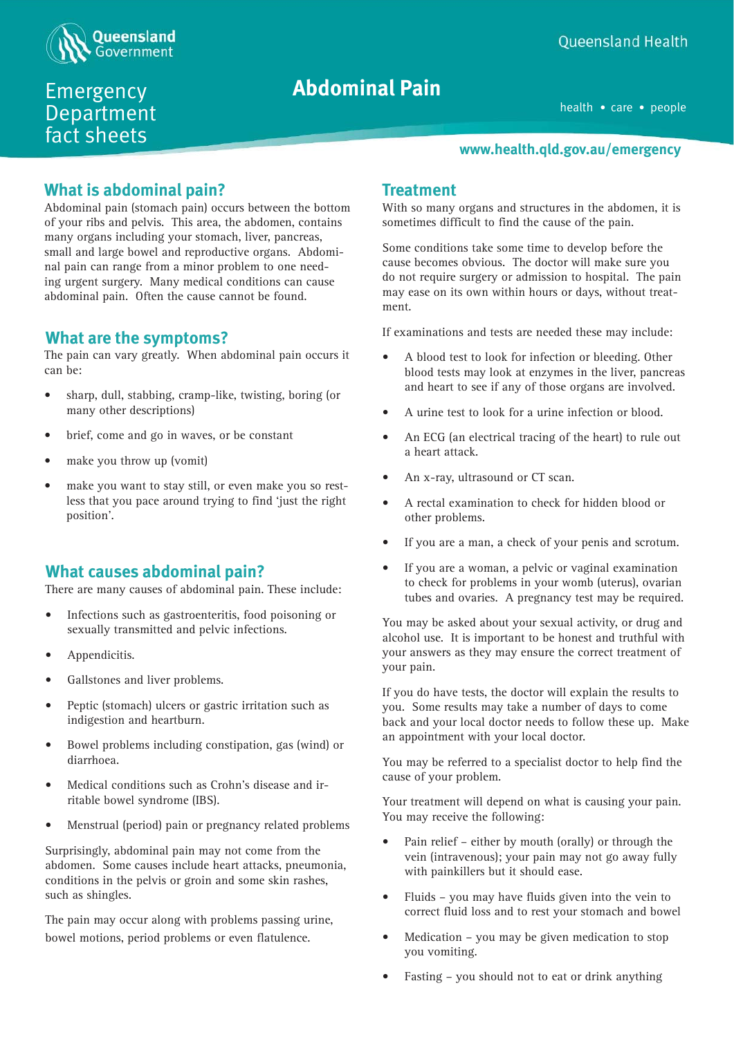Queensland Government

Queensland Health

# Emergency Department fact sheets

# Abdominal Pain

health • care • people

www.health.qld.gov.au/emergency

## What is abdominal pain?

Abdominal pain (stomach pain) occurs between the bottom of your ribs and pelvis. This area, the abdomen, contains many organs including your stomach, liver, pancreas, small and large bowel and reproductive organs. Abdominal pain can range from a minor problem to one needing urgent surgery. Many medical conditions can cause abdominal pain. Often the cause cannot be found.

## What are the symptoms?

The pain can vary greatly. When abdominal pain occurs it can be:

- sharp, dull, stabbing, cramp-like, twisting, boring (or many other descriptions)
- brief, come and go in waves, or be constant
- make you throw up (vomit)
- make you want to stay still, or even make you so restless that you pace around trying to find 'just the right position'.

## What causes abdominal pain?

There are many causes of abdominal pain. These include:

- Infections such as gastroenteritis, food poisoning or sexually transmitted and pelvic infections.
- Appendicitis.
- Gallstones and liver problems.
- Peptic (stomach) ulcers or gastric irritation such as indigestion and heartburn.
- Bowel problems including constipation, gas (wind) or diarrhoea.
- Medical conditions such as Crohn's disease and irritable bowel syndrome (IBS).
- Menstrual (period) pain or pregnancy related problems

Surprisingly, abdominal pain may not come from the abdomen. Some causes include heart attacks, pneumonia, conditions in the pelvis or groin and some skin rashes, such as shingles.

The pain may occur along with problems passing urine, bowel motions, period problems or even flatulence.

## Treatment

With so many organs and structures in the abdomen, it is sometimes difficult to find the cause of the pain.

Some conditions take some time to develop before the cause becomes obvious. The doctor will make sure you do not require surgery or admission to hospital. The pain may ease on its own within hours or days, without treatment.

If examinations and tests are needed these may include:

- A blood test to look for infection or bleeding. Other blood tests may look at enzymes in the liver, pancreas and heart to see if any of those organs are involved.
- A urine test to look for a urine infection or blood.
- An ECG (an electrical tracing of the heart) to rule out a heart attack.
- An x-ray, ultrasound or CT scan.
- A rectal examination to check for hidden blood or other problems.
- If you are a man, a check of your penis and scrotum.
- If you are a woman, a pelvic or vaginal examination to check for problems in your womb (uterus), ovarian tubes and ovaries. A pregnancy test may be required.

You may be asked about your sexual activity, or drug and alcohol use. It is important to be honest and truthful with your answers as they may ensure the correct treatment of your pain.

If you do have tests, the doctor will explain the results to you. Some results may take a number of days to come back and your local doctor needs to follow these up. Make an appointment with your local doctor.

You may be referred to a specialist doctor to help find the cause of your problem.

Your treatment will depend on what is causing your pain. You may receive the following:

- Pain relief – either by mouth (orally) or through the vein (intravenous); your pain may not go away fully with painkillers but it should ease.
- Fluids – you may have fluids given into the vein to correct fluid loss and to rest your stomach and bowel
- Medication – you may be given medication to stop you vomiting.
- Fasting – you should not to eat or drink anything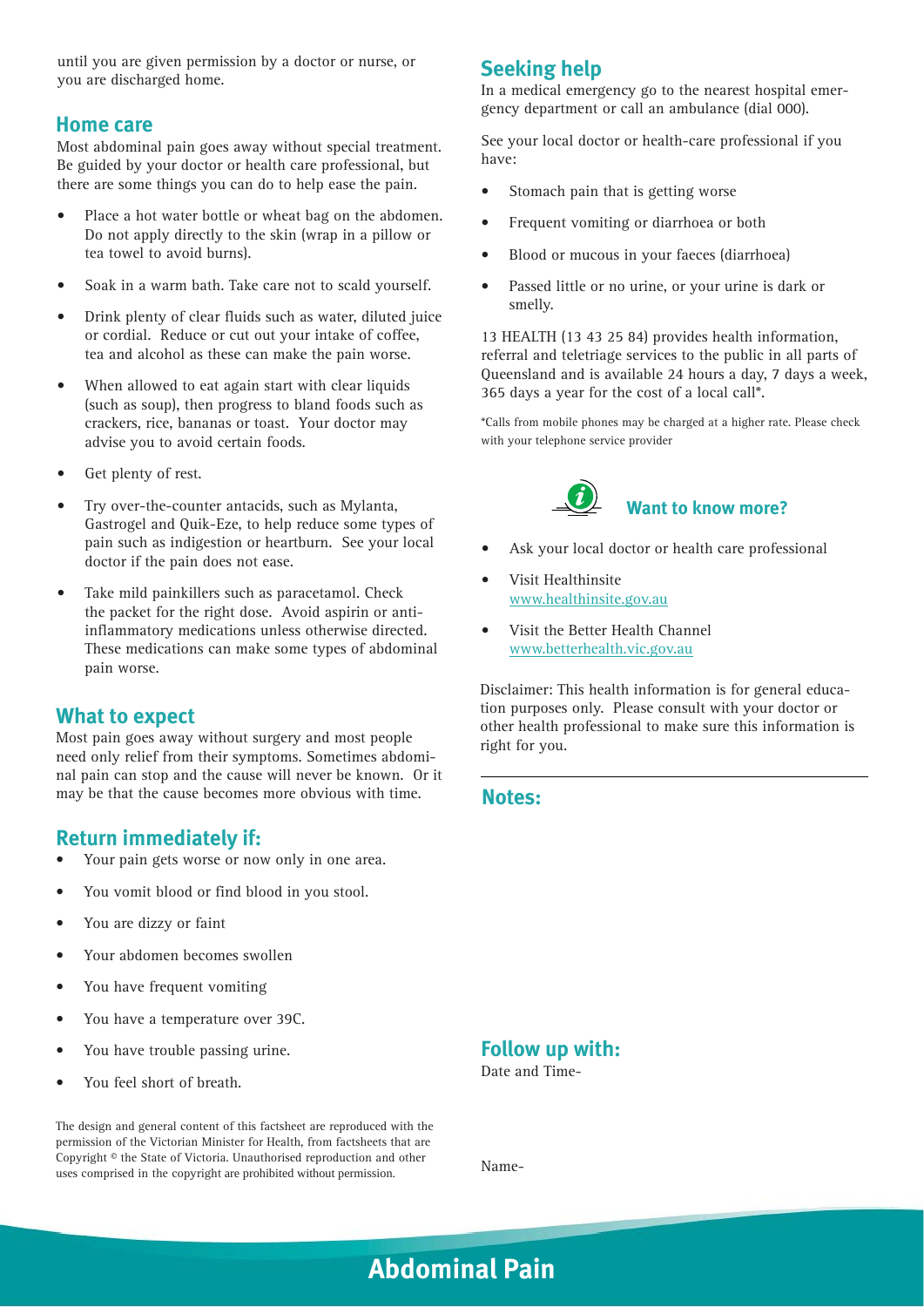until you are given permission by a doctor or nurse, or you are discharged home.

## Home care

Most abdominal pain goes away without special treatment. Be guided by your doctor or health care professional, but there are some things you can do to help ease the pain.

- Place a hot water bottle or wheat bag on the abdomen. Do not apply directly to the skin (wrap in a pillow or tea towel to avoid burns).
- Soak in a warm bath. Take care not to scald yourself.
- Drink plenty of clear fluids such as water, diluted juice or cordial. Reduce or cut out your intake of coffee, tea and alcohol as these can make the pain worse.
- When allowed to eat again start with clear liquids (such as soup), then progress to bland foods such as crackers, rice, bananas or toast. Your doctor may advise you to avoid certain foods.
- Get plenty of rest.
- Try over-the-counter antacids, such as Mylanta, Gastrogel and Quik-Eze, to help reduce some types of pain such as indigestion or heartburn. See your local doctor if the pain does not ease.
- Take mild painkillers such as paracetamol. Check the packet for the right dose. Avoid aspirin or anti-inflammatory medications unless otherwise directed. These medications can make some types of abdominal pain worse.

## What to expect

Most pain goes away without surgery and most people need only relief from their symptoms. Sometimes abdominal pain can stop and the cause will never be known. Or it may be that the cause becomes more obvious with time.

## Return immediately if:

- Your pain gets worse or now only in one area.
- You vomit blood or find blood in you stool.
- You are dizzy or faint
- Your abdomen becomes swollen
- You have frequent vomiting
- You have a temperature over 39C.
- You have trouble passing urine.
- You feel short of breath.

The design and general content of this factsheet are reproduced with the permission of the Victorian Minister for Health, from factsheets that are Copyright © the State of Victoria. Unauthorised reproduction and other uses comprised in the copyright are prohibited without permission.

## Seeking help

In a medical emergency go to the nearest hospital emergency department or call an ambulance (dial 000).

See your local doctor or health-care professional if you have:

- Stomach pain that is getting worse
- Frequent vomiting or diarrhoea or both
- Blood or mucous in your faeces (diarrhoea)
- Passed little or no urine, or your urine is dark or smelly.

13 HEALTH (13 43 25 84) provides health information, referral and teletriage services to the public in all parts of Queensland and is available 24 hours a day, 7 days a week, 365 days a year for the cost of a local call*.

*Calls from mobile phones may be charged at a higher rate. Please check with your telephone service provider

## Want to know more?

- Ask your local doctor or health care professional
- Visit Healthinsite  
  www.healthinsite.gov.au
- Visit the Better Health Channel  
  www.betterhealth.vic.gov.au

Disclaimer: This health information is for general education purposes only. Please consult with your doctor or other health professional to make sure this information is right for you.

## Notes:

## Follow up with:

Date and Time-

Name-

# Abdominal Pain